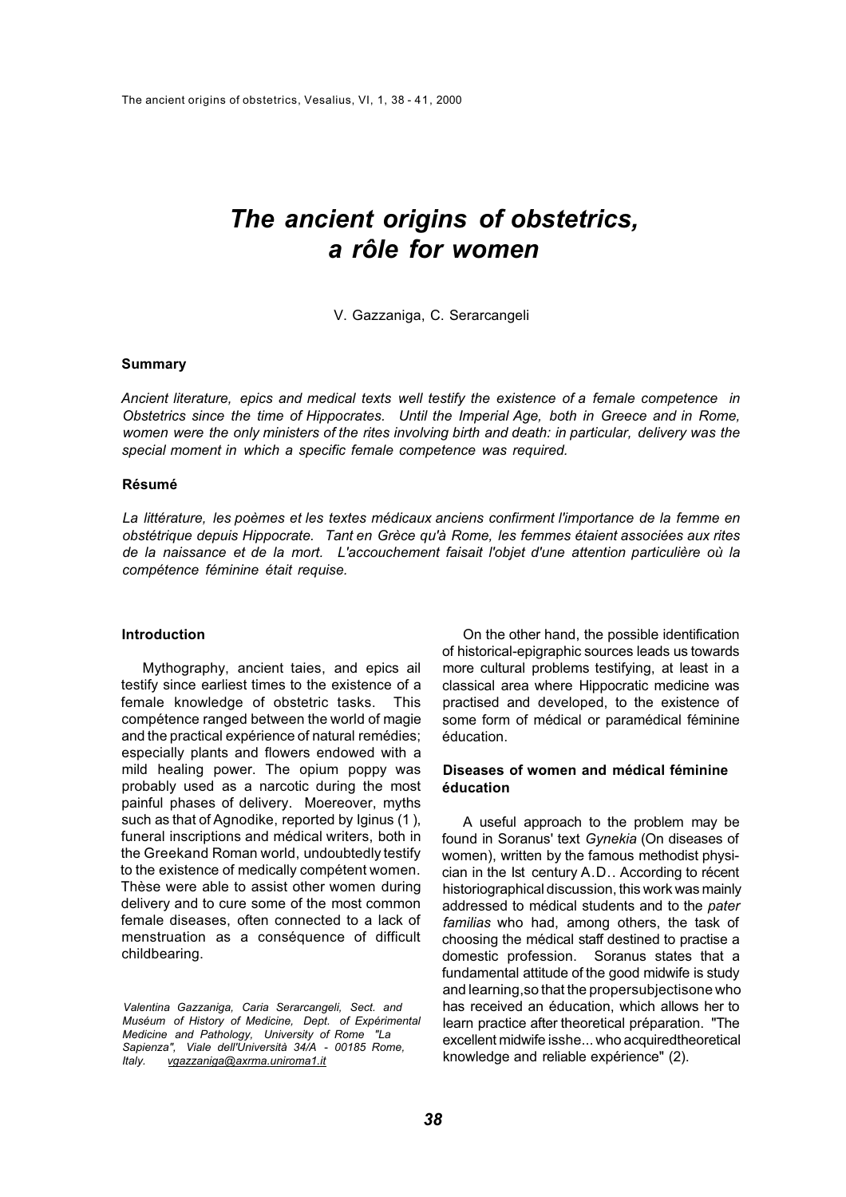# *The ancient origins of obstetrics, a rôle for women*

V. Gazzaniga, C. Serarcangeli

### Summary

*Ancient literature, epics and medical texts well testify the existence of a female competence in Obstetrics since the time of Hippocrates. Until the Imperial Age, both in Greece and in Rome, women were the only ministers of the rites involving birth and death: in particular, delivery was the special moment in which a specific female competence was required.*

### Résumé

*La littérature, les poèmes et les textes médicaux anciens confirment l'importance de la femme en obstétrique depuis Hippocrate. Tant en Grèce qu'à Rome, les femmes étaient associées aux rites de la naissance et de la mort. L'accouchement faisait l'objet d'une attention particulière où la compétence féminine était requise.*

### Introduction

Mythography, ancient taies, and epics ail testify since earliest times to the existence of a female knowledge of obstetric tasks. This compétence ranged between the world of magie and the practical expérience of natural remédies; especially plants and flowers endowed with a mild healing power. The opium poppy was probably used as a narcotic during the most painful phases of delivery. Moereover, myths such as that of Agnodike, reported by Iginus (1 ), funeral inscriptions and médical writers, both in the Greekand Roman world, undoubtedly testify to the existence of medically compétent women. Thèse were able to assist other women during delivery and to cure some of the most common female diseases, often connected to a lack of menstruation as a conséquence of difficult childbearing.

*Valentina Gazzaniga, Caria Serarcangeli, Sect. and Muséum of History of Medicine, Dept. of Expérimental Medicine and Pathology, University of Rome "La Sapienza", Viale dell'Università 34/A - 00185 Rome, Italy. vgazzaniga@axrma.uniroma1.it*

On the other hand, the possible identification of historical-epigraphic sources leads us towards more cultural problems testifying, at least in a classical area where Hippocratic medicine was practised and developed, to the existence of some form of médical or paramédical féminine éducation.

### Diseases of women and médical féminine éducation

A useful approach to the problem may be found in Soranus' text *Gynekia* (On diseases of women), written by the famous methodist physician in the Ist century A.D.. According to récent historiographical discussion, this work was mainly addressed to médical students and to the *pater familias* who had, among others, the task of choosing the médical staff destined to practise a domestic profession. Soranus states that a fundamental attitude of the good midwife is study and learning,so that the propersubjectisone who has received an éducation, which allows her to learn practice after theoretical préparation. "The excellent midwife isshe... who acquiredtheoretical knowledge and reliable expérience" (2).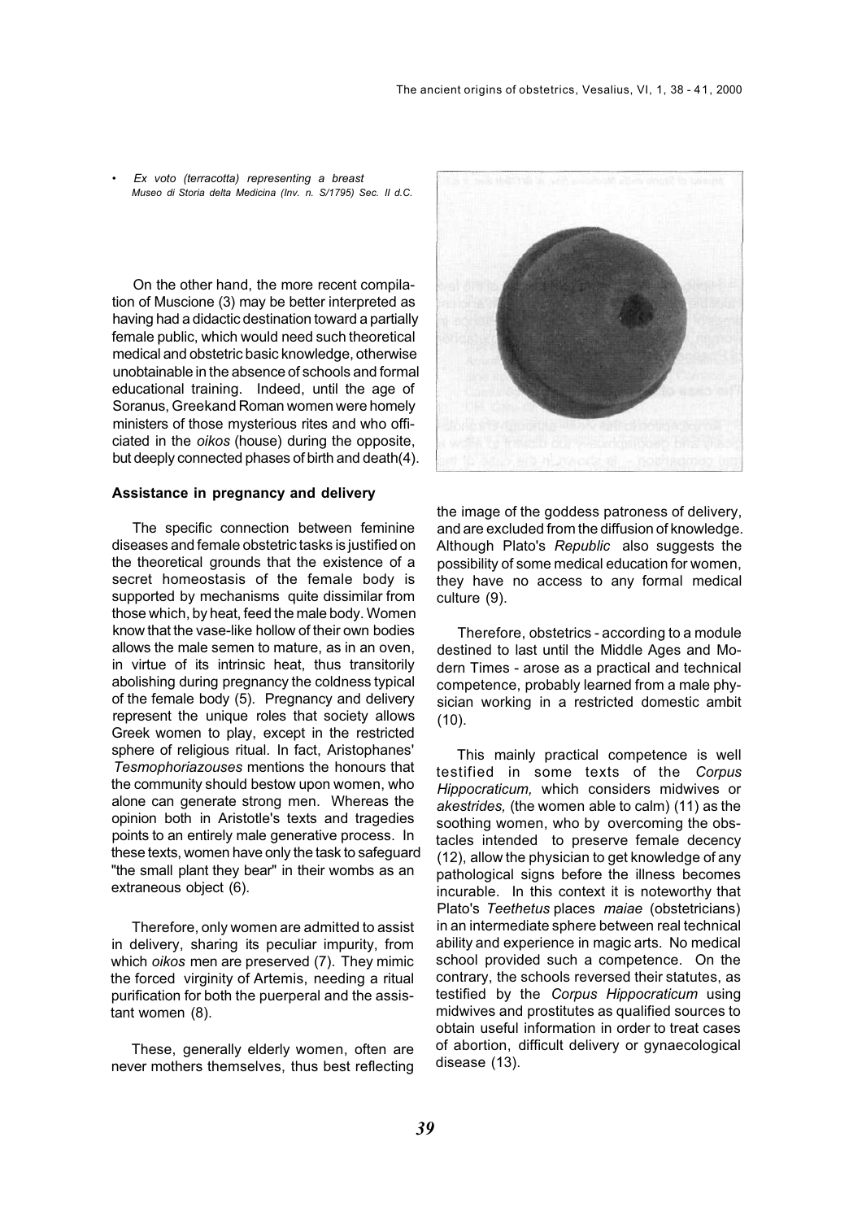• *Ex voto (terracotta) representing a breast Museo di Storia delta Medicina (Inv. n. S/1795) Sec. II d.C.*

On the other hand, the more recent compilation of Muscione (3) may be better interpreted as having had a didactic destination toward a partially female public, which would need such theoretical medical and obstetric basic knowledge, otherwise unobtainable in the absence of schools and formal educational training. Indeed, until the age of Soranus, Greekand Roman women were homely ministers of those mysterious rites and who officiated in the *oikos* (house) during the opposite, but deeply connected phases of birth and death(4).

**Assistance in pregnancy and delivery**

The specific connection between feminine diseases and female obstetric tasks is justified on the theoretical grounds that the existence of a secret homeostasis of the female body is supported by mechanisms quite dissimilar from those which, by heat, feed the male body. Women know that the vase-like hollow of their own bodies allows the male semen to mature, as in an oven, in virtue of its intrinsic heat, thus transitorily abolishing during pregnancy the coldness typical of the female body (5). Pregnancy and delivery represent the unique roles that society allows Greek women to play, except in the restricted sphere of religious ritual. In fact, Aristophanes' *Tesmophoriazouses* mentions the honours that the community should bestow upon women, who alone can generate strong men. Whereas the opinion both in Aristotle's texts and tragedies points to an entirely male generative process. In these texts, women have only the task to safeguard "the small plant they bear" in their wombs as an extraneous object (6).

Therefore, only women are admitted to assist in delivery, sharing its peculiar impurity, from which *oikos* men are preserved (7). They mimic the forced virginity of Artemis, needing a ritual purification for both the puerperal and the assistant women (8).

These, generally elderly women, often are never mothers themselves, thus best reflecting the image of the goddess patroness of delivery, and are excluded from the diffusion of knowledge. Although Plato's *Republic* also suggests the possibility of some medical education for women, they have no access to any formal medical culture (9).

Therefore, obstetrics - according to a module destined to last until the Middle Ages and Modern Times - arose as a practical and technical competence, probably learned from a male physician working in a restricted domestic ambit (10).

This mainly practical competence is well testified in some texts of the *Corpus Hippocraticum,* which considers midwives or *akestrides,* (the women able to calm) (11) as the soothing women, who by overcoming the obstacles intended to preserve female decency (12), allow the physician to get knowledge of any pathological signs before the illness becomes incurable. In this context it is noteworthy that Plato's *Teethetus* places *maiae* (obstetricians) in an intermediate sphere between real technical ability and experience in magic arts. No medical school provided such a competence. On the contrary, the schools reversed their statutes, as testified by the *Corpus Hippocraticum* using midwives and prostitutes as qualified sources to obtain useful information in order to treat cases of abortion, difficult delivery or gynaecological disease (13).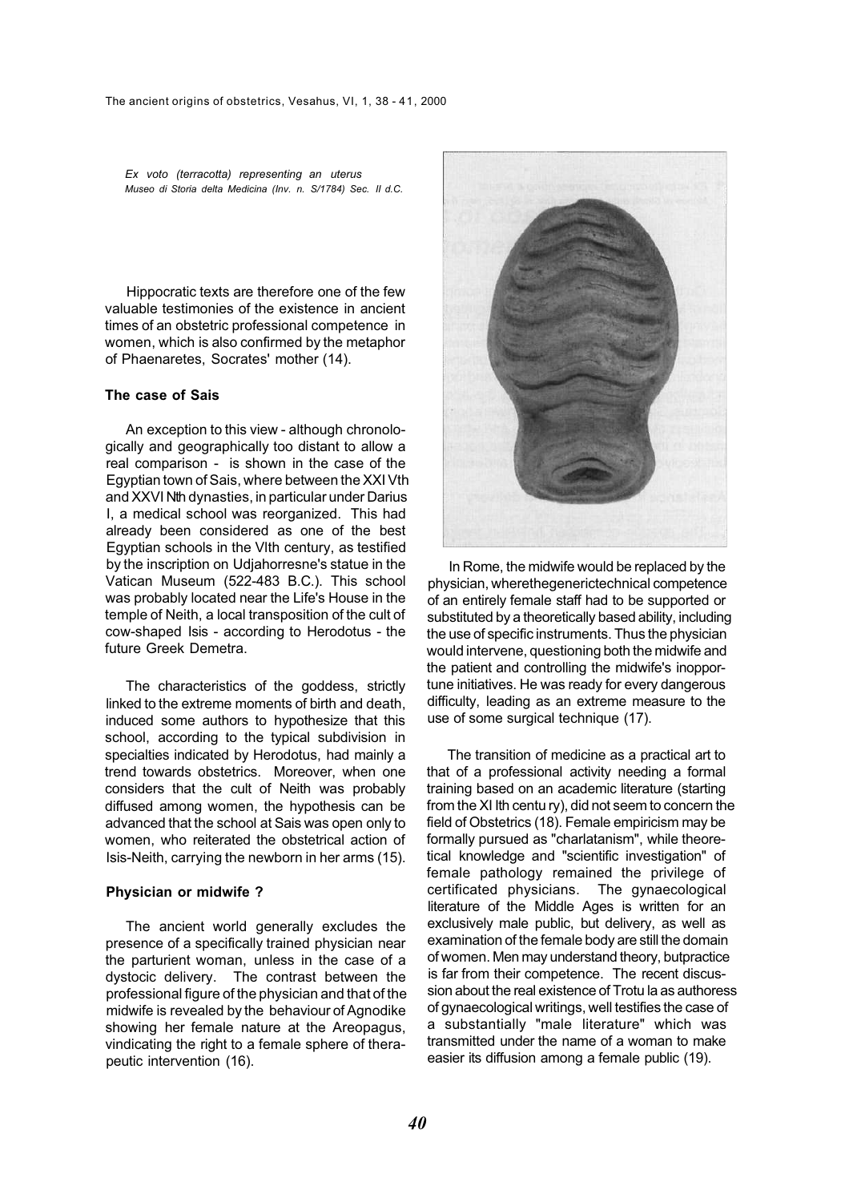*Ex voto (terracotta) representing an uterus*
*Museo di Storia delta Medicina (Inv. n. S/1784) Sec. II d.C.*

Hippocratic texts are therefore one of the few valuable testimonies of the existence in ancient times of an obstetric professional competence in women, which is also confirmed by the metaphor of Phaenaretes, Socrates' mother (14).

### The case of Sais

An exception to this view - although chronologically and geographically too distant to allow a real comparison - is shown in the case of the Egyptian town of Sais, where between the XXI Vth and XXVI Nth dynasties, in particular under Darius I, a medical school was reorganized. This had already been considered as one of the best Egyptian schools in the VIth century, as testified by the inscription on Udjahorresne's statue in the Vatican Museum (522-483 B.C.). This school was probably located near the Life's House in the temple of Neith, a local transposition of the cult of cow-shaped Isis - according to Herodotus - the future Greek Demetra.

The characteristics of the goddess, strictly linked to the extreme moments of birth and death, induced some authors to hypothesize that this school, according to the typical subdivision in specialties indicated by Herodotus, had mainly a trend towards obstetrics. Moreover, when one considers that the cult of Neith was probably diffused among women, the hypothesis can be advanced that the school at Sais was open only to women, who reiterated the obstetrical action of Isis-Neith, carrying the newborn in her arms (15).

### Physician or midwife ?

The ancient world generally excludes the presence of a specifically trained physician near the parturient woman, unless in the case of a dystocic delivery. The contrast between the professional figure of the physician and that of the midwife is revealed by the behaviour of Agnodike showing her female nature at the Areopagus, vindicating the right to a female sphere of therapeutic intervention (16).

In Rome, the midwife would be replaced by the physician, wherethegenerictechnical competence of an entirely female staff had to be supported or substituted by a theoretically based ability, including the use of specific instruments. Thus the physician would intervene, questioning both the midwife and the patient and controlling the midwife's inopportune initiatives. He was ready for every dangerous difficulty, leading as an extreme measure to the use of some surgical technique (17).

The transition of medicine as a practical art to that of a professional activity needing a formal training based on an academic literature (starting from the XI Ith centu ry), did not seem to concern the field of Obstetrics (18). Female empiricism may be formally pursued as "charlatanism", while theoretical knowledge and "scientific investigation" of female pathology remained the privilege of certificated physicians. The gynaecological literature of the Middle Ages is written for an exclusively male public, but delivery, as well as examination of the female body are still the domain of women. Men may understand theory, butpractice is far from their competence. The recent discussion about the real existence of Trotu la as authoress of gynaecological writings, well testifies the case of a substantially "male literature" which was transmitted under the name of a woman to make easier its diffusion among a female public (19).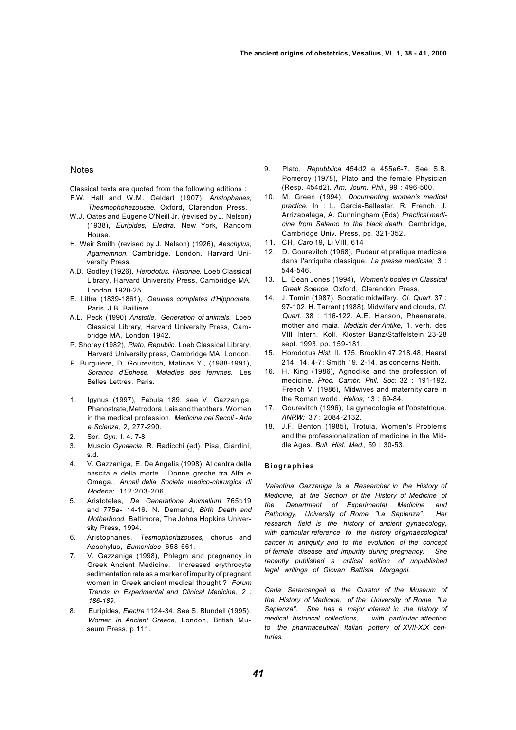## Notes

Classical texts are quoted from the following editions :

F.W. Hall and W.M. Geldart (1907), *Aristophanes, Thesmophohazousae.* Oxford, Clarendon Press.

W.J. Oates and Eugene O'Neill Jr. (revised by J. Nelson) (1938), *Euripides, Electra.* New York, Random House.

H. Weir Smith (revised by J. Nelson) (1926), *Aeschylus, Agamemnon.* Cambridge, London, Harvard University Press.

A.D. Godley (1926), *Herodotus, Historiae.* Loeb Classical Library, Harvard University Press, Cambridge MA, London 1920-25.

E. Littre (1839-1861), *Oeuvres completes d'Hippocrate.* Paris, J.B. Bailliere.

A.L. Peck (1990) *Aristotle, Generation of animals.* Loeb Classical Library, Harvard University Press, Cambridge MA, London 1942.

P. Shorey (1982), *Plato, Republic.* Loeb Classical Library, Harvard University press, Cambridge MA, London.

P. Burguiere, D. Gourevitch, Malinas Y., (1988-1991), *Soranos d'Ephese. Maladies des femmes.* Les Belles Lettres, Paris.

1. Igynus (1997), Fabula 189. see V. Gazzaniga, Phanostrate, Metrodora, Lais and theothers. Women in the medical profession. *Medicina nei Secoli - Arte e Scienza,* 2, 277-290.
2. Sor. *Gyn.* I, 4. 7-8
3. Muscio *Gynaecia.* R. Radicchi (ed), Pisa, Giardini, s.d.
4. V. Gazzaniga, E. De Angelis (1998), Al centra della nascita e della morte. Donne greche tra Alfa e Omega., *Annali della Societa medico-chirurgica di Modena;* 112:203-206.
5. Aristoteles, *De Generatione Animalium* 765b19 and 775a- 14-16. N. Demand, *Birth Death and Motherhood.* Baltimore, The Johns Hopkins University Press, 1994.
6. Aristophanes, *Tesmophoriazouses,* chorus and Aeschylus, *Eumenides* 658-661.
7. V. Gazzaniga (1998), Phlegm and pregnancy in Greek Ancient Medicine. Increased erythrocyte sedimentation rate as a marker of impurity of pregnant women in Greek ancient medical thought ? *Forum Trends in Experimental and Clinical Medicine, 2 : 186-189.*
8. Euripides, *Electra* 1124-34. See S. Blundell (1995), *Women in Ancient Greece,* London, British Museum Press, p.111.
9. Plato, *Repubblica* 454d2 e 455e6-7. See S.B. Pomeroy (1978), Plato and the female Physician (Resp. 454d2). *Am. Journ. Phil.,* 99 : 496-500.
10. M. Green (1994), *Documenting women's medical practice.* In : L. Garcia-Ballester, R. French, J. Arrizabalaga, A. Cunningham (Eds) *Practical medicine from Salerno to the black death,* Cambridge, Cambridge Univ. Press, pp. 321-352.
11. CH, *Caro* 19, Li VIII, 614
12. D. Gourevitch (1968), Pudeur et pratique medicale dans l'antiquite classique. *La presse medicale;* 3 : 544-546.
13. L. Dean Jones (1994), *Women's bodies in Classical Greek Science.* Oxford, Clarendon Press.
14. J. Tomin (1987), Socratic midwifery. *Cl. Quart.* 37 : 97-102. H. Tarrant (1988), Midwifery and clouds, *Cl. Quart.* 38 : 116-122. A.E. Hanson, Phaenarete, mother and maia. *Medizin der Antike,* 1, verh. des VIII Intern. Koll. Kloster Banz/Staffelstein 23-28 sept. 1993, pp. 159-181.
15. Horodotus *Hist.* II. 175. Brooklin 47.218.48; Hearst 214, 14, 4-7; Smith 19, 2-14, as concerns Neith.
16. H. King (1986), Agnodike and the profession of medicine. *Proc. Cambr. Phil. Soc;* 32 : 191-192. French V. (1986), Midwives and maternity care in the Roman world. *Helios;* 13 : 69-84.
17. Gourevitch (1996), La gynecologie et l'obstetrique. *ANRW;* 37 : 2084-2132.
18. J.F. Benton (1985), Trotula, Women's Problems and the professionalization of medicine in the Middle Ages. *Bull. Hist. Med.,* 59 : 30-53.

## Biographies

*Valentina Gazzaniga is a Researcher in the History of Medicine, at the Section of the History of Medicine of the Department of Experimental Medicine and Pathology, University of Rome "La Sapienza". Her research field is the history of ancient gynaecology, with particular reference to the history of gynaecological cancer in antiquity and to the evolution of the concept of female disease and impurity during pregnancy. She recently published a critical edition of unpublished legal writings of Giovan Battista Morgagni.*

*Carla Serarcangeli is the Curator of the Museum of the History of Medicine, of the University of Rome "La Sapienza". She has a major interest in the history of medical historical collections, with particular attention to the pharmaceutical Italian pottery of XVII-XIX centuries.*